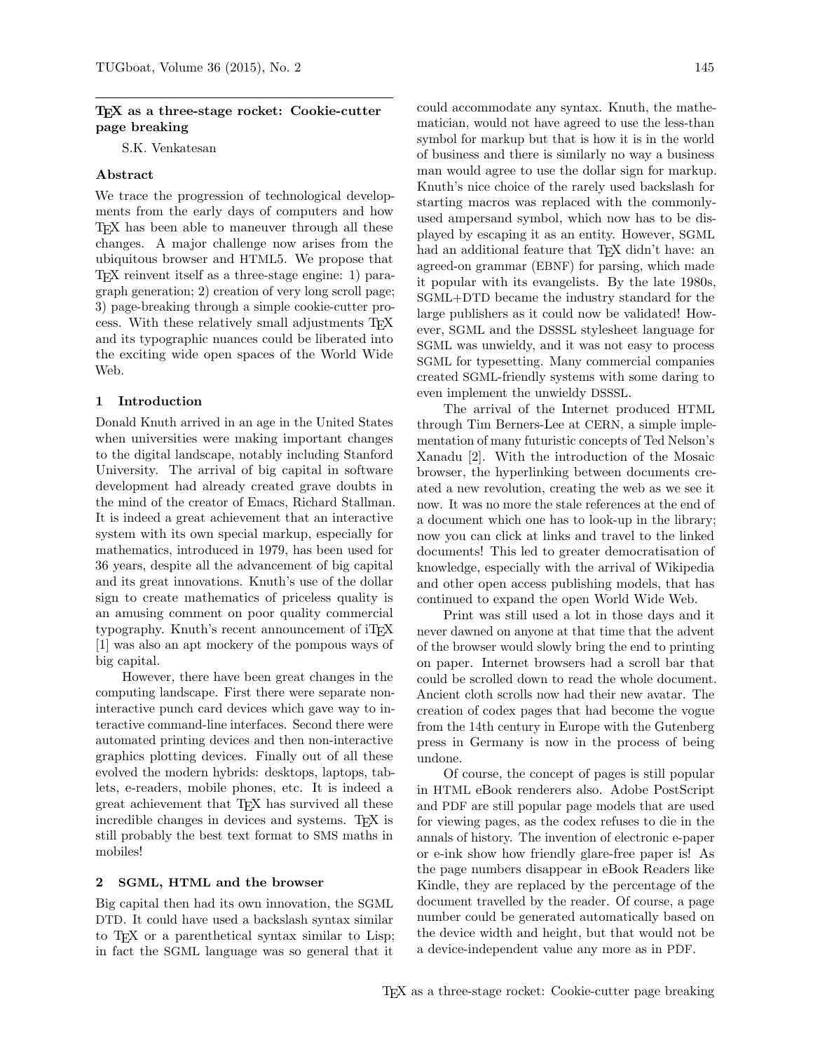## TeX as a three-stage rocket: Cookie-cutter page breaking

S.K. Venkatesan

### Abstract

We trace the progression of technological developments from the early days of computers and how TeX has been able to maneuver through all these changes. A major challenge now arises from the ubiquitous browser and HTML5. We propose that TeX reinvent itself as a three-stage engine: 1) paragraph generation; 2) creation of very long scroll page; 3) page-breaking through a simple cookie-cutter process. With these relatively small adjustments TeX and its typographic nuances could be liberated into the exciting wide open spaces of the World Wide Web.

### 1 Introduction

Donald Knuth arrived in an age in the United States when universities were making important changes to the digital landscape, notably including Stanford University. The arrival of big capital in software development had already created grave doubts in the mind of the creator of Emacs, Richard Stallman. It is indeed a great achievement that an interactive system with its own special markup, especially for mathematics, introduced in 1979, has been used for 36 years, despite all the advancement of big capital and its great innovations. Knuth's use of the dollar sign to create mathematics of priceless quality is an amusing comment on poor quality commercial typography. Knuth's recent announcement of iTeX [1] was also an apt mockery of the pompous ways of big capital.

However, there have been great changes in the computing landscape. First there were separate non-interactive punch card devices which gave way to interactive command-line interfaces. Second there were automated printing devices and then non-interactive graphics plotting devices. Finally out of all these evolved the modern hybrids: desktops, laptops, tablets, e-readers, mobile phones, etc. It is indeed a great achievement that TeX has survived all these incredible changes in devices and systems. TeX is still probably the best text format to SMS maths in mobiles!

### 2 SGML, HTML and the browser

Big capital then had its own innovation, the SGML DTD. It could have used a backslash syntax similar to TeX or a parenthetical syntax similar to Lisp; in fact the SGML language was so general that it could accommodate any syntax. Knuth, the mathematician, would not have agreed to use the less-than symbol for markup but that is how it is in the world of business and there is similarly no way a business man would agree to use the dollar sign for markup. Knuth's nice choice of the rarely used backslash for starting macros was replaced with the commonly-used ampersand symbol, which now has to be displayed by escaping it as an entity. However, SGML had an additional feature that TeX didn't have: an agreed-on grammar (EBNF) for parsing, which made it popular with its evangelists. By the late 1980s, SGML+DTD became the industry standard for the large publishers as it could now be validated! However, SGML and the DSSSL stylesheet language for SGML was unwieldy, and it was not easy to process SGML for typesetting. Many commercial companies created SGML-friendly systems with some daring to even implement the unwieldy DSSSL.

The arrival of the Internet produced HTML through Tim Berners-Lee at CERN, a simple implementation of many futuristic concepts of Ted Nelson's Xanadu [2]. With the introduction of the Mosaic browser, the hyperlinking between documents created a new revolution, creating the web as we see it now. It was no more the stale references at the end of a document which one has to look-up in the library; now you can click at links and travel to the linked documents! This led to greater democratisation of knowledge, especially with the arrival of Wikipedia and other open access publishing models, that has continued to expand the open World Wide Web.

Print was still used a lot in those days and it never dawned on anyone at that time that the advent of the browser would slowly bring the end to printing on paper. Internet browsers had a scroll bar that could be scrolled down to read the whole document. Ancient cloth scrolls now had their new avatar. The creation of codex pages that had become the vogue from the 14th century in Europe with the Gutenberg press in Germany is now in the process of being undone.

Of course, the concept of pages is still popular in HTML eBook renderers also. Adobe PostScript and PDF are still popular page models that are used for viewing pages, as the codex refuses to die in the annals of history. The invention of electronic e-paper or e-ink show how friendly glare-free paper is! As the page numbers disappear in eBook Readers like Kindle, they are replaced by the percentage of the document travelled by the reader. Of course, a page number could be generated automatically based on the device width and height, but that would not be a device-independent value any more as in PDF.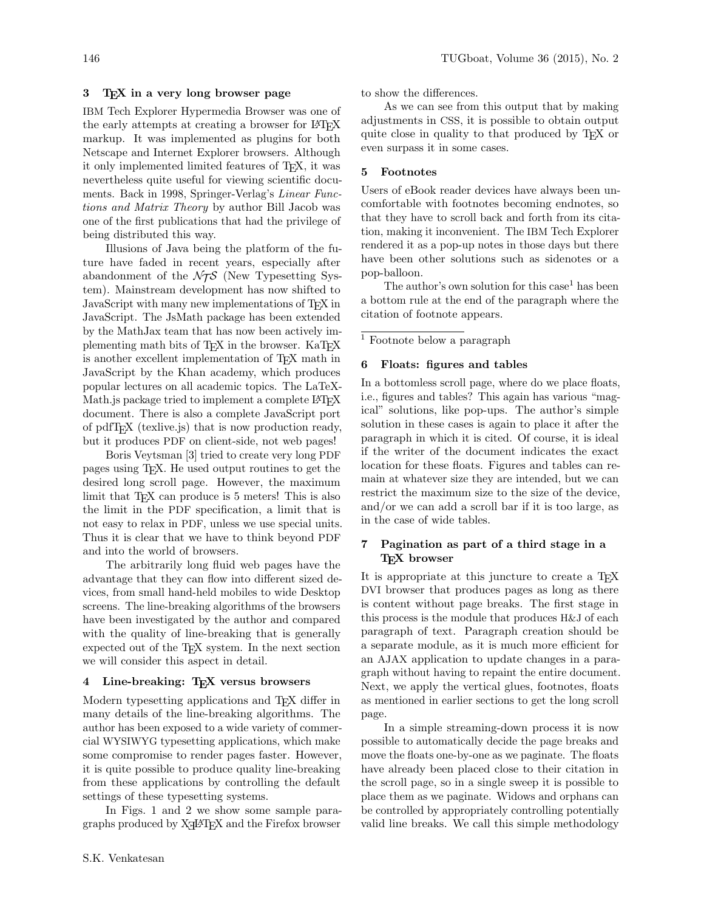## 3 TeX in a very long browser page

IBM Tech Explorer Hypermedia Browser was one of the early attempts at creating a browser for LaTeX markup. It was implemented as plugins for both Netscape and Internet Explorer browsers. Although it only implemented limited features of TeX, it was nevertheless quite useful for viewing scientific documents. Back in 1998, Springer-Verlag's *Linear Functions and Matrix Theory* by author Bill Jacob was one of the first publications that had the privilege of being distributed this way.

Illusions of Java being the platform of the future have faded in recent years, especially after abandonment of the $\mathcal{NTS}$ (New Typesetting System). Mainstream development has now shifted to JavaScript with many new implementations of TeX in JavaScript. The JsMath package has been extended by the MathJax team that has now been actively implementing math bits of TeX in the browser. KaTeX is another excellent implementation of TeX math in JavaScript by the Khan academy, which produces popular lectures on all academic topics. The LaTeX-Math.js package tried to implement a complete LaTeX document. There is also a complete JavaScript port of pdfTeX (texlive.js) that is now production ready, but it produces PDF on client-side, not web pages!

Boris Veytsman [3] tried to create very long PDF pages using TeX. He used output routines to get the desired long scroll page. However, the maximum limit that TeX can produce is 5 meters! This is also the limit in the PDF specification, a limit that is not easy to relax in PDF, unless we use special units. Thus it is clear that we have to think beyond PDF and into the world of browsers.

The arbitrarily long fluid web pages have the advantage that they can flow into different sized devices, from small hand-held mobiles to wide Desktop screens. The line-breaking algorithms of the browsers have been investigated by the author and compared with the quality of line-breaking that is generally expected out of the TeX system. In the next section we will consider this aspect in detail.

## 4 Line-breaking: TeX versus browsers

Modern typesetting applications and TeX differ in many details of the line-breaking algorithms. The author has been exposed to a wide variety of commercial WYSIWYG typesetting applications, which make some compromise to render pages faster. However, it is quite possible to produce quality line-breaking from these applications by controlling the default settings of these typesetting systems.

In Figs. 1 and 2 we show some sample paragraphs produced by XeLaTeX and the Firefox browser to show the differences.

As we can see from this output that by making adjustments in CSS, it is possible to obtain output quite close in quality to that produced by TeX or even surpass it in some cases.

## 5 Footnotes

Users of eBook reader devices have always been uncomfortable with footnotes becoming endnotes, so that they have to scroll back and forth from its citation, making it inconvenient. The IBM Tech Explorer rendered it as a pop-up notes in those days but there have been other solutions such as sidenotes or a pop-balloon.

The author's own solution for this case[1] has been a bottom rule at the end of the paragraph where the citation of footnote appears.

[1] Footnote below a paragraph

## 6 Floats: figures and tables

In a bottomless scroll page, where do we place floats, i.e., figures and tables? This again has various "magical" solutions, like pop-ups. The author's simple solution in these cases is again to place it after the paragraph in which it is cited. Of course, it is ideal if the writer of the document indicates the exact location for these floats. Figures and tables can remain at whatever size they are intended, but we can restrict the maximum size to the size of the device, and/or we can add a scroll bar if it is too large, as in the case of wide tables.

## 7 Pagination as part of a third stage in a TeX browser

It is appropriate at this juncture to create a TeX DVI browser that produces pages as long as there is content without page breaks. The first stage in this process is the module that produces H&J of each paragraph of text. Paragraph creation should be a separate module, as it is much more efficient for an AJAX application to update changes in a paragraph without having to repaint the entire document. Next, we apply the vertical glues, footnotes, floats as mentioned in earlier sections to get the long scroll page.

In a simple streaming-down process it is now possible to automatically decide the page breaks and move the floats one-by-one as we paginate. The floats have already been placed close to their citation in the scroll page, so in a single sweep it is possible to place them as we paginate. Widows and orphans can be controlled by appropriately controlling potentially valid line breaks. We call this simple methodology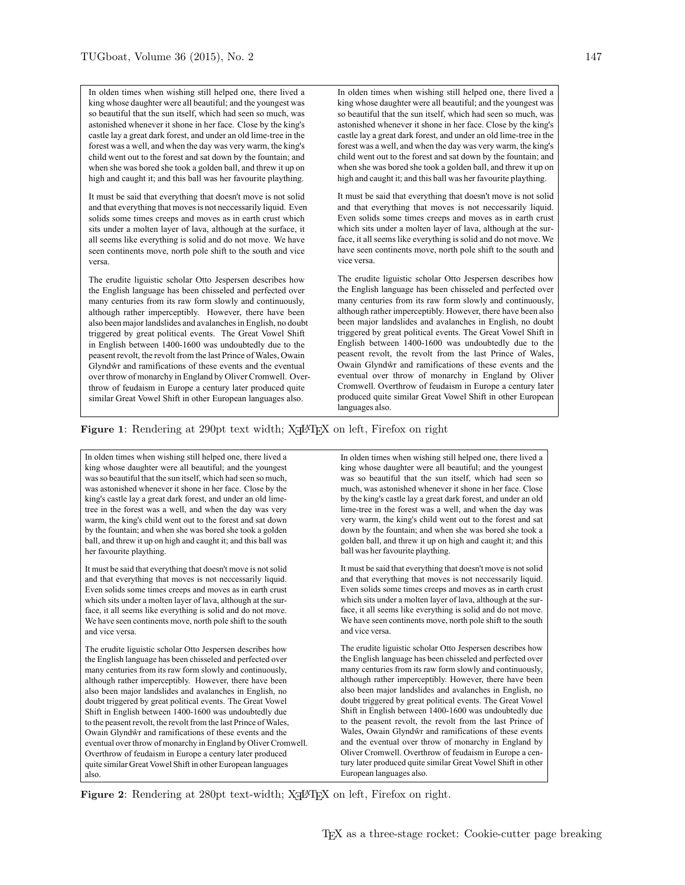In olden times when wishing still helped one, there lived a king whose daughter were all beautiful; and the youngest was so beautiful that the sun itself, which had seen so much, was astonished whenever it shone in her face. Close by the king's castle lay a great dark forest, and under an old lime-tree in the forest was a well, and when the day was very warm, the king's child went out to the forest and sat down by the fountain; and when she was bored she took a golden ball, and threw it up on high and caught it; and this ball was her favourite plaything.

It must be said that everything that doesn't move is not solid and that everything that moves is not neccessarily liquid. Even solids some times creeps and moves as in earth crust which sits under a molten layer of lava, although at the surface, it all seems like everything is solid and do not move. We have seen continents move, north pole shift to the south and vice versa.

The erudite liguistic scholar Otto Jespersen describes how the English language has been chisseled and perfected over many centuries from its raw form slowly and continuously, although rather imperceptibly. However, there have been also been major landslides and avalanches in English, no doubt triggered by great political events. The Great Vowel Shift in English between 1400-1600 was undoubtedly due to the peasent revolt, the revolt from the last Prince of Wales, Owain Glyndŵr and ramifications of these events and the eventual over throw of monarchy in England by Oliver Cromwell. Overthrow of feudaism in Europe a century later produced quite similar Great Vowel Shift in other European languages also.

In olden times when wishing still helped one, there lived a king whose daughter were all beautiful; and the youngest was so beautiful that the sun itself, which had seen so much, was astonished whenever it shone in her face. Close by the king's castle lay a great dark forest, and under an old lime-tree in the forest was a well, and when the day was very warm, the king's child went out to the forest and sat down by the fountain; and when she was bored she took a golden ball, and threw it up on high and caught it; and this ball was her favourite plaything.

It must be said that everything that doesn't move is not solid and that everything that moves is not neccessarily liquid. Even solids some times creeps and moves as in earth crust which sits under a molten layer of lava, although at the surface, it all seems like everything is solid and do not move. We have seen continents move, north pole shift to the south and vice versa.

The erudite liguistic scholar Otto Jespersen describes how the English language has been chisseled and perfected over many centuries from its raw form slowly and continuously, although rather imperceptibly. However, there have been also been major landslides and avalanches in English, no doubt triggered by great political events. The Great Vowel Shift in English between 1400-1600 was undoubtedly due to the peasent revolt, the revolt from the last Prince of Wales, Owain Glyndŵr and ramifications of these events and the eventual over throw of monarchy in England by Oliver Cromwell. Overthrow of feudaism in Europe a century later produced quite similar Great Vowel Shift in other European languages also.

**Figure 1**: Rendering at 290pt text width; XƎLaTeX on left, Firefox on right

In olden times when wishing still helped one, there lived a king whose daughter were all beautiful; and the youngest was so beautiful that the sun itself, which had seen so much, was astonished whenever it shone in her face. Close by the king's castle lay a great dark forest, and under an old lime-tree in the forest was a well, and when the day was very warm, the king's child went out to the forest and sat down by the fountain; and when she was bored she took a golden ball, and threw it up on high and caught it; and this ball was her favourite plaything.

It must be said that everything that doesn't move is not solid and that everything that moves is not neccessarily liquid. Even solids some times creeps and moves as in earth crust which sits under a molten layer of lava, although at the surface, it all seems like everything is solid and do not move. We have seen continents move, north pole shift to the south and vice versa.

The erudite liguistic scholar Otto Jespersen describes how the English language has been chisseled and perfected over many centuries from its raw form slowly and continuously, although rather imperceptibly. However, there have been also been major landslides and avalanches in English, no doubt triggered by great political events. The Great Vowel Shift in English between 1400-1600 was undoubtedly due to the peasent revolt, the revolt from the last Prince of Wales, Owain Glyndŵr and ramifications of these events and the eventual over throw of monarchy in England by Oliver Cromwell. Overthrow of feudaism in Europe a century later produced quite similar Great Vowel Shift in other European languages also.

In olden times when wishing still helped one, there lived a king whose daughter were all beautiful; and the youngest was so beautiful that the sun itself, which had seen so much, was astonished whenever it shone in her face. Close by the king's castle lay a great dark forest, and under an old lime-tree in the forest was a well, and when the day was very warm, the king's child went out to the forest and sat down by the fountain; and when she was bored she took a golden ball, and threw it up on high and caught it; and this ball was her favourite plaything.

It must be said that everything that doesn't move is not solid and that everything that moves is not neccessarily liquid. Even solids some times creeps and moves as in earth crust which sits under a molten layer of lava, although at the surface, it all seems like everything is solid and do not move. We have seen continents move, north pole shift to the south and vice versa.

The erudite liguistic scholar Otto Jespersen describes how the English language has been chisseled and perfected over many centuries from its raw form slowly and continuously, although rather imperceptibly. However, there have been also been major landslides and avalanches in English, no doubt triggered by great political events. The Great Vowel Shift in English between 1400-1600 was undoubtedly due to the peasent revolt, the revolt from the last Prince of Wales, Owain Glyndŵr and ramifications of these events and the eventual over throw of monarchy in England by Oliver Cromwell. Overthrow of feudaism in Europe a century later produced quite similar Great Vowel Shift in other European languages also.

**Figure 2**: Rendering at 280pt text-width; XƎLaTeX on left, Firefox on right.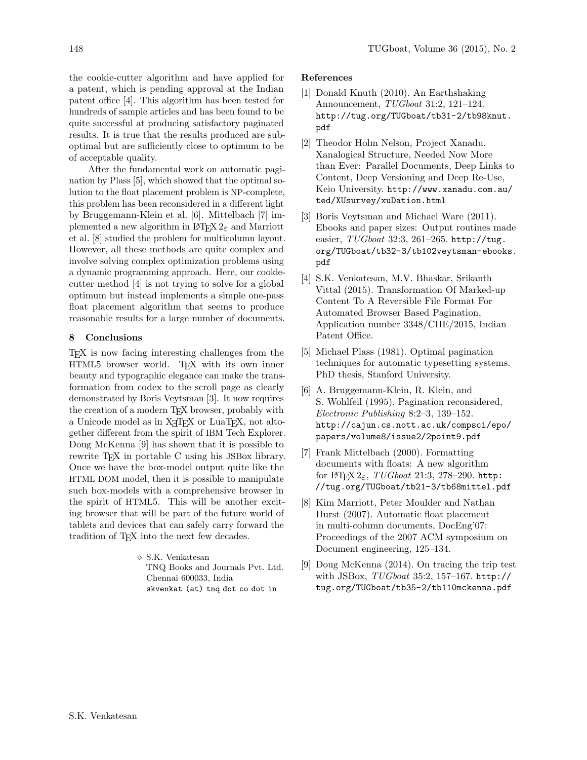the cookie-cutter algorithm and have applied for a patent, which is pending approval at the Indian patent office [4]. This algorithm has been tested for hundreds of sample articles and has been found to be quite successful at producing satisfactory paginated results. It is true that the results produced are suboptimal but are sufficiently close to optimum to be of acceptable quality.

After the fundamental work on automatic pagination by Plass [5], which showed that the optimal solution to the float placement problem is NP-complete, this problem has been reconsidered in a different light by Bruggemann-Klein et al. [6]. Mittelbach [7] implemented a new algorithm in LaTeX $2_\varepsilon$ and Marriott et al. [8] studied the problem for multicolumn layout. However, all these methods are quite complex and involve solving complex optimization problems using a dynamic programming approach. Here, our cookie-cutter method [4] is not trying to solve for a global optimum but instead implements a simple one-pass float placement algorithm that seems to produce reasonable results for a large number of documents.

## 8 Conclusions

TeX is now facing interesting challenges from the HTML5 browser world. TeX with its own inner beauty and typographic elegance can make the transformation from codex to the scroll page as clearly demonstrated by Boris Veytsman [3]. It now requires the creation of a modern TeX browser, probably with a Unicode model as in XeTeX or LuaTeX, not altogether different from the spirit of IBM Tech Explorer. Doug McKenna [9] has shown that it is possible to rewrite TeX in portable C using his JSBox library. Once we have the box-model output quite like the HTML DOM model, then it is possible to manipulate such box-models with a comprehensive browser in the spirit of HTML5. This will be another exciting browser that will be part of the future world of tablets and devices that can safely carry forward the tradition of TeX into the next few decades.

⋄ S.K. Venkatesan
TNQ Books and Journals Pvt. Ltd.
Chennai 600033, India
skvenkat (at) tnq dot co dot in

## References

[1] Donald Knuth (2010). An Earthshaking Announcement, *TUGboat* 31:2, 121–124. http://tug.org/TUGboat/tb31-2/tb98knut.pdf

[2] Theodor Holm Nelson, Project Xanadu. Xanalogical Structure, Needed Now More than Ever: Parallel Documents, Deep Links to Content, Deep Versioning and Deep Re-Use, Keio University. http://www.xanadu.com.au/ted/XUsurvey/xuDation.html

[3] Boris Veytsman and Michael Ware (2011). Ebooks and paper sizes: Output routines made easier, *TUGboat* 32:3, 261–265. http://tug.org/TUGboat/tb32-3/tb102veytsman-ebooks.pdf

[4] S.K. Venkatesan, M.V. Bhaskar, Srikanth Vittal (2015). Transformation Of Marked-up Content To A Reversible File Format For Automated Browser Based Pagination, Application number 3348/CHE/2015, Indian Patent Office.

[5] Michael Plass (1981). Optimal pagination techniques for automatic typesetting systems. PhD thesis, Stanford University.

[6] A. Bruggemann-Klein, R. Klein, and S. Wohlfeil (1995). Pagination reconsidered, *Electronic Publishing* 8:2–3, 139–152. http://cajun.cs.nott.ac.uk/compsci/epo/papers/volume8/issue2/2point9.pdf

[7] Frank Mittelbach (2000). Formatting documents with floats: A new algorithm for LaTeX $2_\varepsilon$, *TUGboat* 21:3, 278–290. http://tug.org/TUGboat/tb21-3/tb68mittel.pdf

[8] Kim Marriott, Peter Moulder and Nathan Hurst (2007). Automatic float placement in multi-column documents, DocEng'07: Proceedings of the 2007 ACM symposium on Document engineering, 125–134.

[9] Doug McKenna (2014). On tracing the trip test with JSBox, *TUGboat* 35:2, 157–167. http://tug.org/TUGboat/tb35-2/tb110mckenna.pdf